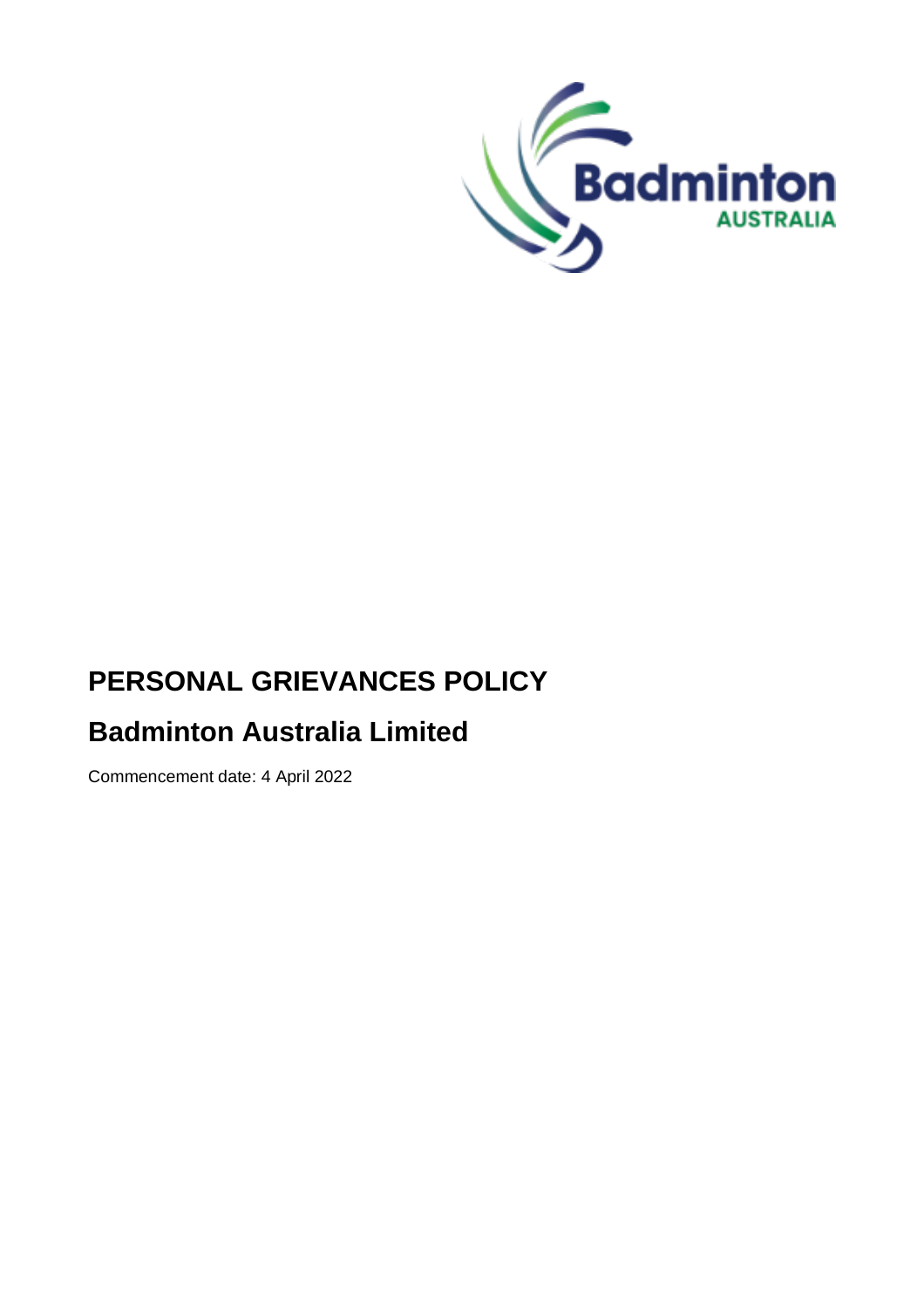# PERSONAL GRIEVANCES POLICY

## Badminton Australia Limited

Commencement date: 4 April 2022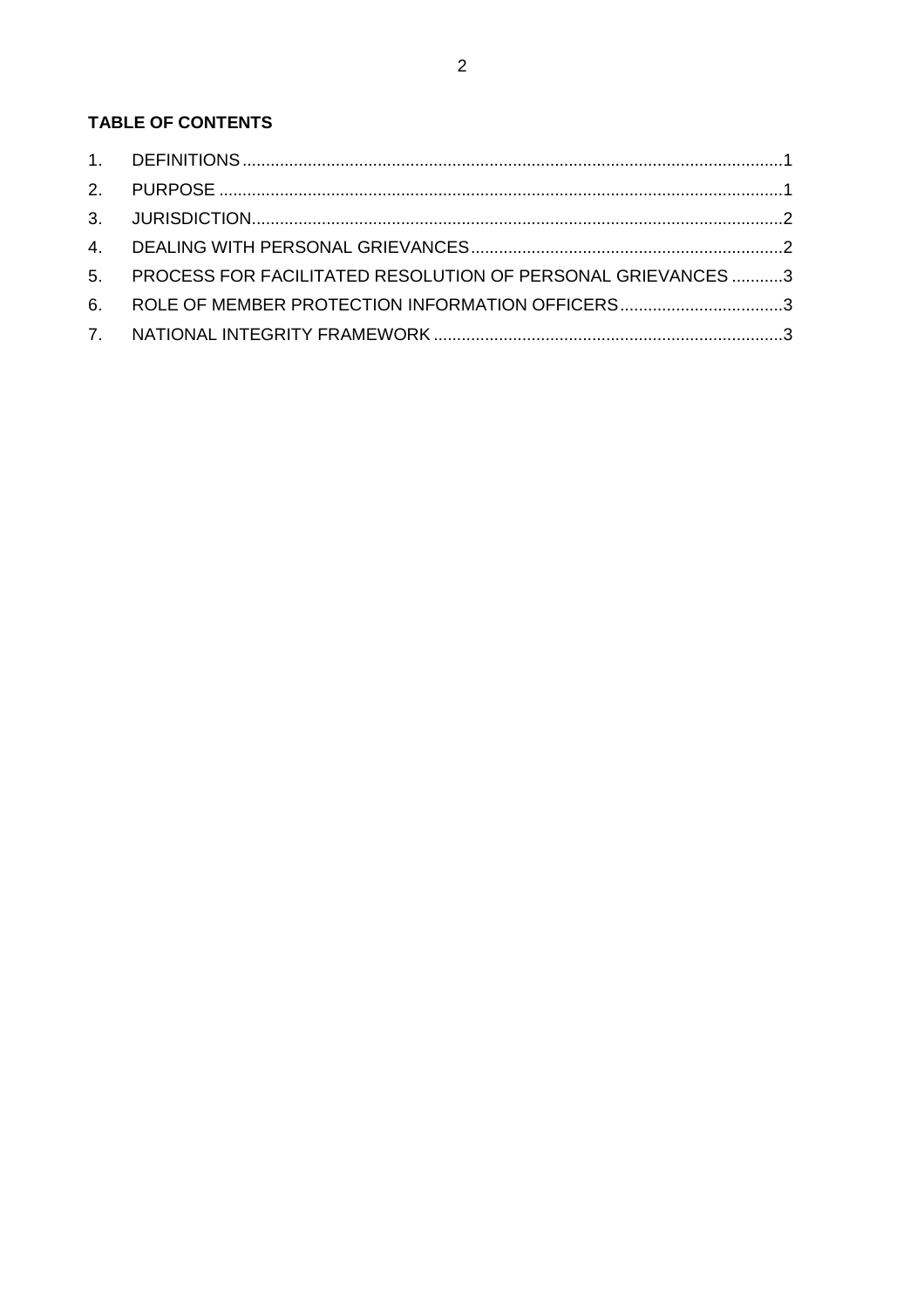**TABLE OF CONTENTS**

1. DEFINITIONS ............................................................ 1
2. PURPOSE ............................................................ 1
3. JURISDICTION ............................................................ 2
4. DEALING WITH PERSONAL GRIEVANCES ............................................................ 2
5. PROCESS FOR FACILITATED RESOLUTION OF PERSONAL GRIEVANCES ........... 3
6. ROLE OF MEMBER PROTECTION INFORMATION OFFICERS ............................................................ 3
7. NATIONAL INTEGRITY FRAMEWORK ............................................................ 3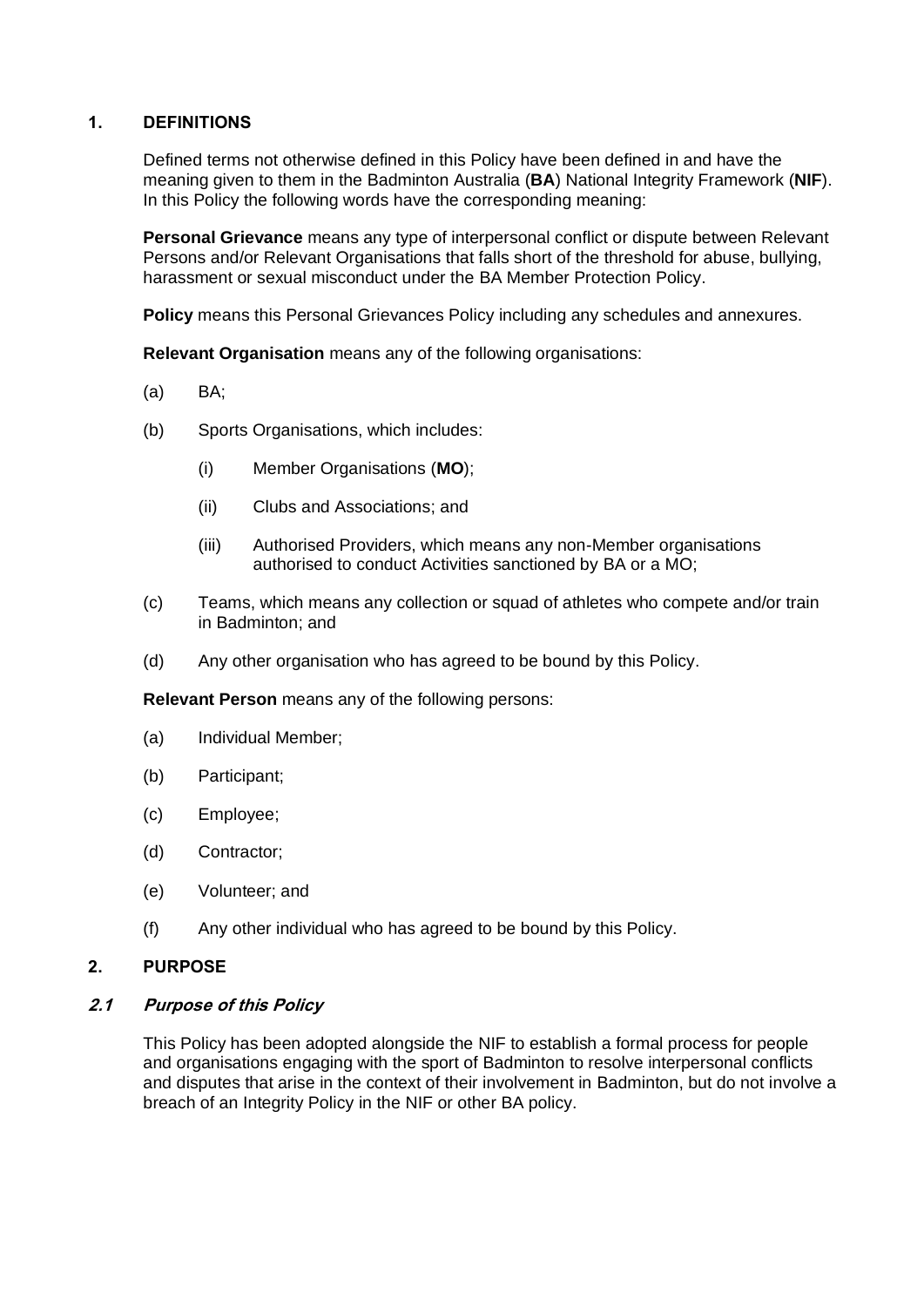## 1. DEFINITIONS

Defined terms not otherwise defined in this Policy have been defined in and have the meaning given to them in the Badminton Australia (**BA**) National Integrity Framework (**NIF**). In this Policy the following words have the corresponding meaning:

**Personal Grievance** means any type of interpersonal conflict or dispute between Relevant Persons and/or Relevant Organisations that falls short of the threshold for abuse, bullying, harassment or sexual misconduct under the BA Member Protection Policy.

**Policy** means this Personal Grievances Policy including any schedules and annexures.

**Relevant Organisation** means any of the following organisations:

(a) BA;

(b) Sports Organisations, which includes:

  (i) Member Organisations (**MO**);

  (ii) Clubs and Associations; and

  (iii) Authorised Providers, which means any non-Member organisations authorised to conduct Activities sanctioned by BA or a MO;

(c) Teams, which means any collection or squad of athletes who compete and/or train in Badminton; and

(d) Any other organisation who has agreed to be bound by this Policy.

**Relevant Person** means any of the following persons:

(a) Individual Member;

(b) Participant;

(c) Employee;

(d) Contractor;

(e) Volunteer; and

(f) Any other individual who has agreed to be bound by this Policy.

## 2. PURPOSE

### *2.1 Purpose of this Policy*

This Policy has been adopted alongside the NIF to establish a formal process for people and organisations engaging with the sport of Badminton to resolve interpersonal conflicts and disputes that arise in the context of their involvement in Badminton, but do not involve a breach of an Integrity Policy in the NIF or other BA policy.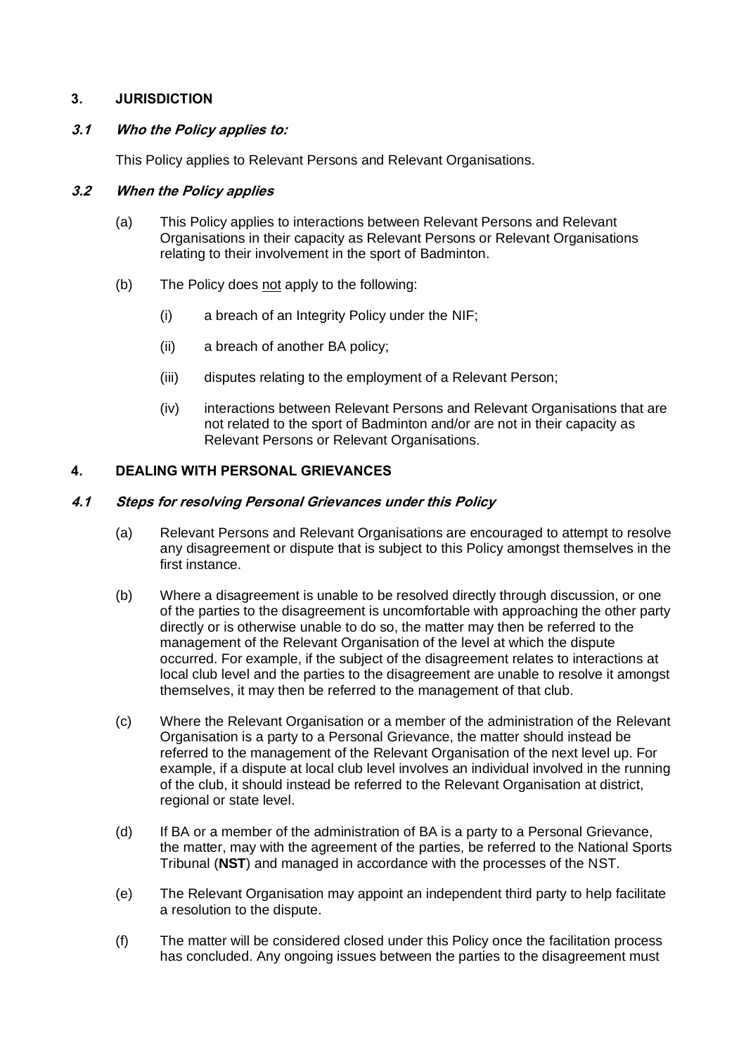## 3. JURISDICTION

### *3.1 Who the Policy applies to:*

This Policy applies to Relevant Persons and Relevant Organisations.

### *3.2 When the Policy applies*

(a) This Policy applies to interactions between Relevant Persons and Relevant Organisations in their capacity as Relevant Persons or Relevant Organisations relating to their involvement in the sport of Badminton.

(b) The Policy does not apply to the following:

(i) a breach of an Integrity Policy under the NIF;

(ii) a breach of another BA policy;

(iii) disputes relating to the employment of a Relevant Person;

(iv) interactions between Relevant Persons and Relevant Organisations that are not related to the sport of Badminton and/or are not in their capacity as Relevant Persons or Relevant Organisations.

## 4. DEALING WITH PERSONAL GRIEVANCES

### *4.1 Steps for resolving Personal Grievances under this Policy*

(a) Relevant Persons and Relevant Organisations are encouraged to attempt to resolve any disagreement or dispute that is subject to this Policy amongst themselves in the first instance.

(b) Where a disagreement is unable to be resolved directly through discussion, or one of the parties to the disagreement is uncomfortable with approaching the other party directly or is otherwise unable to do so, the matter may then be referred to the management of the Relevant Organisation of the level at which the dispute occurred. For example, if the subject of the disagreement relates to interactions at local club level and the parties to the disagreement are unable to resolve it amongst themselves, it may then be referred to the management of that club.

(c) Where the Relevant Organisation or a member of the administration of the Relevant Organisation is a party to a Personal Grievance, the matter should instead be referred to the management of the Relevant Organisation of the next level up. For example, if a dispute at local club level involves an individual involved in the running of the club, it should instead be referred to the Relevant Organisation at district, regional or state level.

(d) If BA or a member of the administration of BA is a party to a Personal Grievance, the matter, may with the agreement of the parties, be referred to the National Sports Tribunal (**NST**) and managed in accordance with the processes of the NST.

(e) The Relevant Organisation may appoint an independent third party to help facilitate a resolution to the dispute.

(f) The matter will be considered closed under this Policy once the facilitation process has concluded. Any ongoing issues between the parties to the disagreement must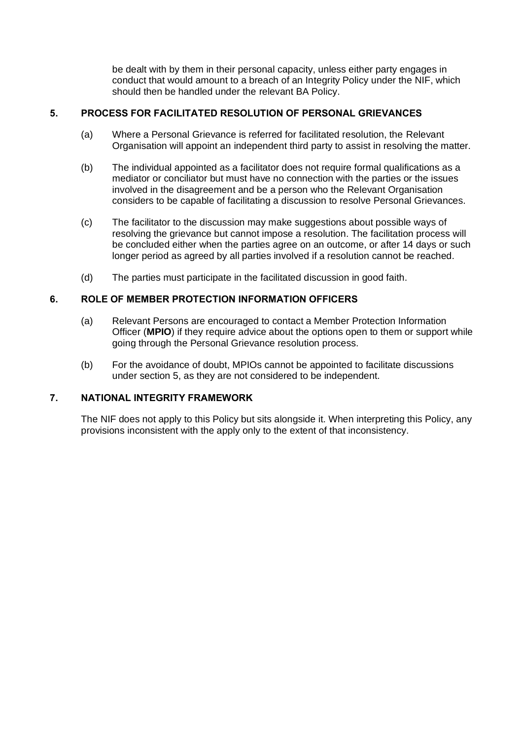be dealt with by them in their personal capacity, unless either party engages in conduct that would amount to a breach of an Integrity Policy under the NIF, which should then be handled under the relevant BA Policy.

## 5. PROCESS FOR FACILITATED RESOLUTION OF PERSONAL GRIEVANCES

(a) Where a Personal Grievance is referred for facilitated resolution, the Relevant Organisation will appoint an independent third party to assist in resolving the matter.

(b) The individual appointed as a facilitator does not require formal qualifications as a mediator or conciliator but must have no connection with the parties or the issues involved in the disagreement and be a person who the Relevant Organisation considers to be capable of facilitating a discussion to resolve Personal Grievances.

(c) The facilitator to the discussion may make suggestions about possible ways of resolving the grievance but cannot impose a resolution. The facilitation process will be concluded either when the parties agree on an outcome, or after 14 days or such longer period as agreed by all parties involved if a resolution cannot be reached.

(d) The parties must participate in the facilitated discussion in good faith.

## 6. ROLE OF MEMBER PROTECTION INFORMATION OFFICERS

(a) Relevant Persons are encouraged to contact a Member Protection Information Officer (**MPIO**) if they require advice about the options open to them or support while going through the Personal Grievance resolution process.

(b) For the avoidance of doubt, MPIOs cannot be appointed to facilitate discussions under section 5, as they are not considered to be independent.

## 7. NATIONAL INTEGRITY FRAMEWORK

The NIF does not apply to this Policy but sits alongside it. When interpreting this Policy, any provisions inconsistent with the apply only to the extent of that inconsistency.